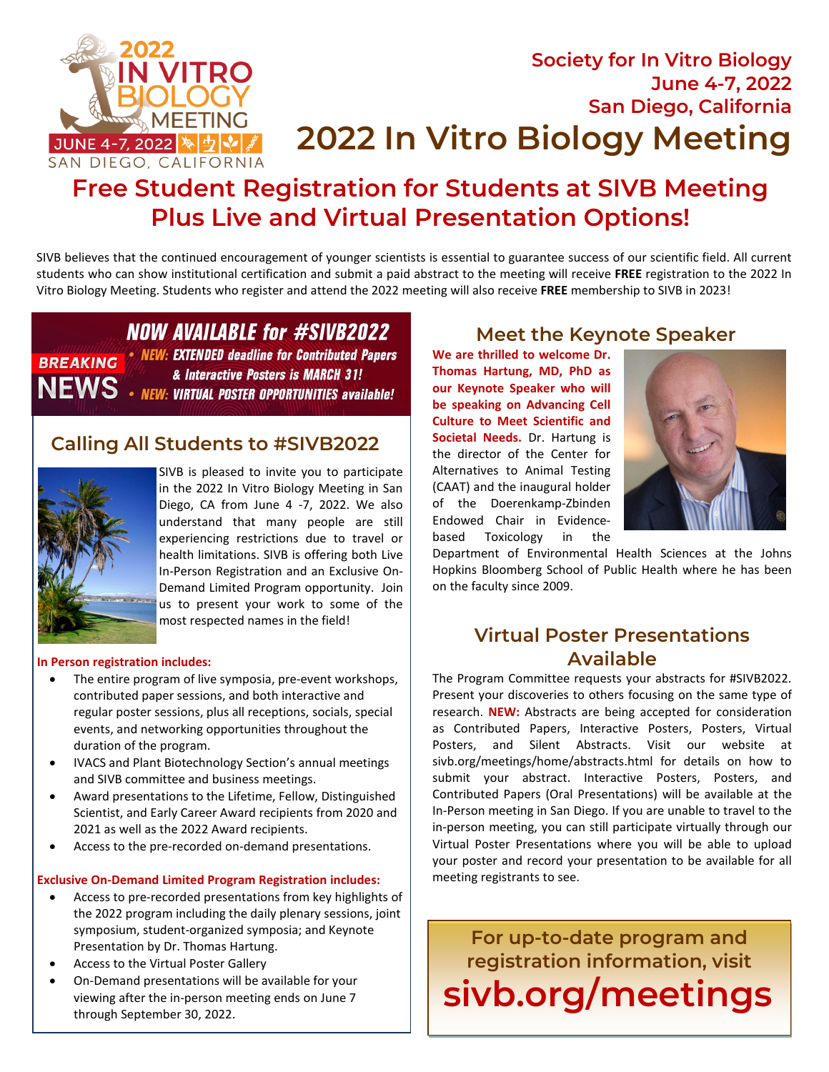**2022 IN VITRO BIOLOGY MEETING**
**JUNE 4-7, 2022**
**SAN DIEGO, CALIFORNIA**

**Society for In Vitro Biology**
**June 4-7, 2022**
**San Diego, California**

# 2022 In Vitro Biology Meeting

## Free Student Registration for Students at SIVB Meeting Plus Live and Virtual Presentation Options!

SIVB believes that the continued encouragement of younger scientists is essential to guarantee success of our scientific field. All current students who can show institutional certification and submit a paid abstract to the meeting will receive **FREE** registration to the 2022 In Vitro Biology Meeting. Students who register and attend the 2022 meeting will also receive **FREE** membership to SIVB in 2023!

**BREAKING NEWS**

***NOW AVAILABLE for #SIVB2022***

- ***NEW: EXTENDED deadline for Contributed Papers & Interactive Posters is MARCH 31!***
- ***NEW: VIRTUAL POSTER OPPORTUNITIES available!***

## Calling All Students to #SIVB2022

SIVB is pleased to invite you to participate in the 2022 In Vitro Biology Meeting in San Diego, CA from June 4 -7, 2022. We also understand that many people are still experiencing restrictions due to travel or health limitations. SIVB is offering both Live In-Person Registration and an Exclusive On-Demand Limited Program opportunity. Join us to present your work to some of the most respected names in the field!

**In Person registration includes:**

- The entire program of live symposia, pre-event workshops, contributed paper sessions, and both interactive and regular poster sessions, plus all receptions, socials, special events, and networking opportunities throughout the duration of the program.
- IVACS and Plant Biotechnology Section's annual meetings and SIVB committee and business meetings.
- Award presentations to the Lifetime, Fellow, Distinguished Scientist, and Early Career Award recipients from 2020 and 2021 as well as the 2022 Award recipients.
- Access to the pre-recorded on-demand presentations.

**Exclusive On-Demand Limited Program Registration includes:**

- Access to pre-recorded presentations from key highlights of the 2022 program including the daily plenary sessions, joint symposium, student-organized symposia; and Keynote Presentation by Dr. Thomas Hartung.
- Access to the Virtual Poster Gallery
- On-Demand presentations will be available for your viewing after the in-person meeting ends on June 7 through September 30, 2022.

## Meet the Keynote Speaker

**We are thrilled to welcome Dr. Thomas Hartung, MD, PhD as our Keynote Speaker who will be speaking on Advancing Cell Culture to Meet Scientific and Societal Needs.** Dr. Hartung is the director of the Center for Alternatives to Animal Testing (CAAT) and the inaugural holder of the Doerenkamp-Zbinden Endowed Chair in Evidence-based Toxicology in the Department of Environmental Health Sciences at the Johns Hopkins Bloomberg School of Public Health where he has been on the faculty since 2009.

## Virtual Poster Presentations Available

The Program Committee requests your abstracts for #SIVB2022. Present your discoveries to others focusing on the same type of research. **NEW:** Abstracts are being accepted for consideration as Contributed Papers, Interactive Posters, Posters, Virtual Posters, and Silent Abstracts. Visit our website at sivb.org/meetings/home/abstracts.html for details on how to submit your abstract. Interactive Posters, Posters, and Contributed Papers (Oral Presentations) will be available at the In-Person meeting in San Diego. If you are unable to travel to the in-person meeting, you can still participate virtually through our Virtual Poster Presentations where you will be able to upload your poster and record your presentation to be available for all meeting registrants to see.

**For up-to-date program and registration information, visit**

**sivb.org/meetings**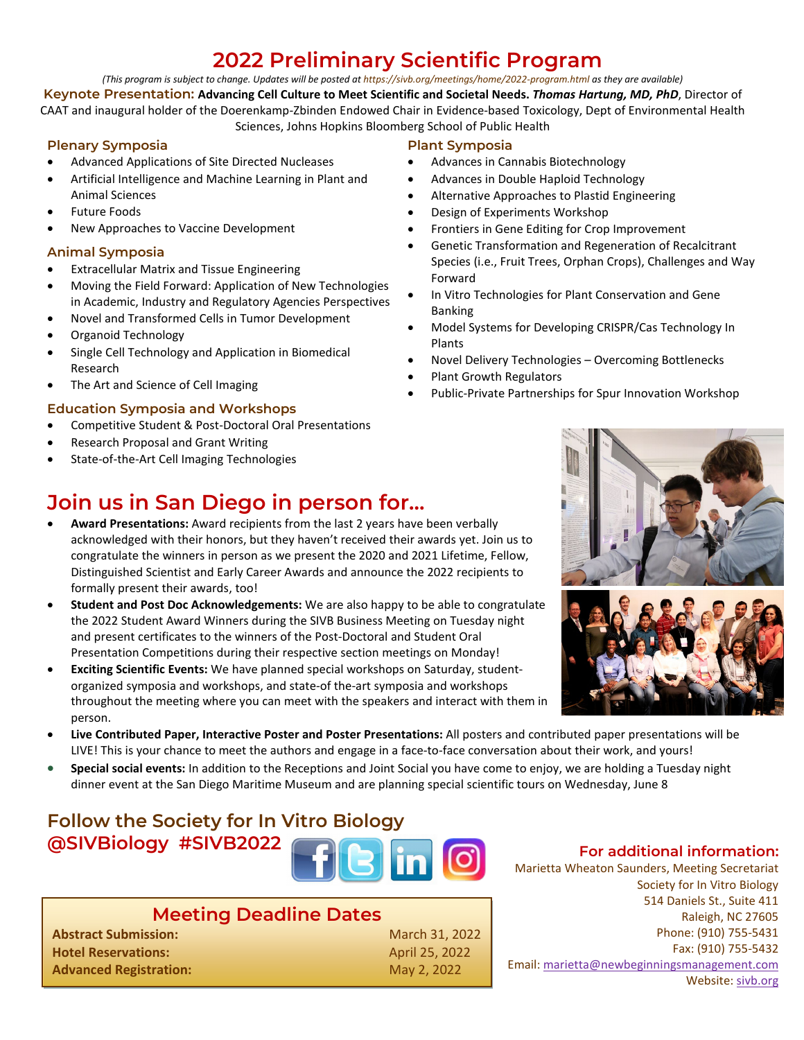# 2022 Preliminary Scientific Program

*(This program is subject to change. Updates will be posted at https://sivb.org/meetings/home/2022-program.html as they are available)*

**Keynote Presentation: Advancing Cell Culture to Meet Scientific and Societal Needs. *Thomas Hartung, MD, PhD***, Director of CAAT and inaugural holder of the Doerenkamp-Zbinden Endowed Chair in Evidence-based Toxicology, Dept of Environmental Health Sciences, Johns Hopkins Bloomberg School of Public Health

### Plenary Symposia

- Advanced Applications of Site Directed Nucleases
- Artificial Intelligence and Machine Learning in Plant and Animal Sciences
- Future Foods
- New Approaches to Vaccine Development

### Animal Symposia

- Extracellular Matrix and Tissue Engineering
- Moving the Field Forward: Application of New Technologies in Academic, Industry and Regulatory Agencies Perspectives
- Novel and Transformed Cells in Tumor Development
- Organoid Technology
- Single Cell Technology and Application in Biomedical Research
- The Art and Science of Cell Imaging

### Education Symposia and Workshops

- Competitive Student & Post-Doctoral Oral Presentations
- Research Proposal and Grant Writing
- State-of-the-Art Cell Imaging Technologies

### Plant Symposia

- Advances in Cannabis Biotechnology
- Advances in Double Haploid Technology
- Alternative Approaches to Plastid Engineering
- Design of Experiments Workshop
- Frontiers in Gene Editing for Crop Improvement
- Genetic Transformation and Regeneration of Recalcitrant Species (i.e., Fruit Trees, Orphan Crops), Challenges and Way Forward
- In Vitro Technologies for Plant Conservation and Gene Banking
- Model Systems for Developing CRISPR/Cas Technology In Plants
- Novel Delivery Technologies – Overcoming Bottlenecks
- Plant Growth Regulators
- Public-Private Partnerships for Spur Innovation Workshop

## Join us in San Diego in person for…

- **Award Presentations:** Award recipients from the last 2 years have been verbally acknowledged with their honors, but they haven't received their awards yet. Join us to congratulate the winners in person as we present the 2020 and 2021 Lifetime, Fellow, Distinguished Scientist and Early Career Awards and announce the 2022 recipients to formally present their awards, too!
- **Student and Post Doc Acknowledgements:** We are also happy to be able to congratulate the 2022 Student Award Winners during the SIVB Business Meeting on Tuesday night and present certificates to the winners of the Post-Doctoral and Student Oral Presentation Competitions during their respective section meetings on Monday!
- **Exciting Scientific Events:** We have planned special workshops on Saturday, student-organized symposia and workshops, and state-of-the-art symposia and workshops throughout the meeting where you can meet with the speakers and interact with them in person.
- **Live Contributed Paper, Interactive Poster and Poster Presentations:** All posters and contributed paper presentations will be LIVE! This is your chance to meet the authors and engage in a face-to-face conversation about their work, and yours!
- **Special social events:** In addition to the Receptions and Joint Social you have come to enjoy, we are holding a Tuesday night dinner event at the San Diego Maritime Museum and are planning special scientific tours on Wednesday, June 8

### Follow the Society for In Vitro Biology

### @SIVBiology #SIVB2022

### Meeting Deadline Dates

| | |
|---|---|
| **Abstract Submission:** | March 31, 2022 |
| **Hotel Reservations:** | April 25, 2022 |
| **Advanced Registration:** | May 2, 2022 |

### For additional information:

Marietta Wheaton Saunders, Meeting Secretariat
Society for In Vitro Biology
514 Daniels St., Suite 411
Raleigh, NC 27605
Phone: (910) 755-5431
Fax: (910) 755-5432
Email: marietta@newbeginningsmanagement.com
Website: sivb.org